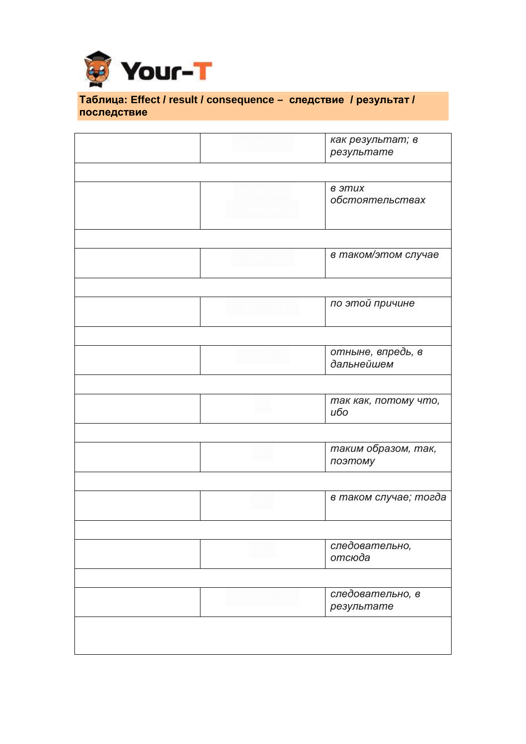**Таблица: Effect / result / consequence – следствие / результат / последствие**

| | | |
|---|---|---|
| | | *как результат; в результате* |
| | | |
| | | *в этих обстоятельствах* |
| | | |
| | | *в таком/этом случае* |
| | | |
| | | *по этой причине* |
| | | |
| | | *отныне, впредь, в дальнейшем* |
| | | |
| | | *так как, потому что, ибо* |
| | | |
| | | *таким образом, так, поэтому* |
| | | |
| | | *в таком случае; тогда* |
| | | |
| | | *следовательно, отсюда* |
| | | |
| | | *следовательно, в результате* |
| | | |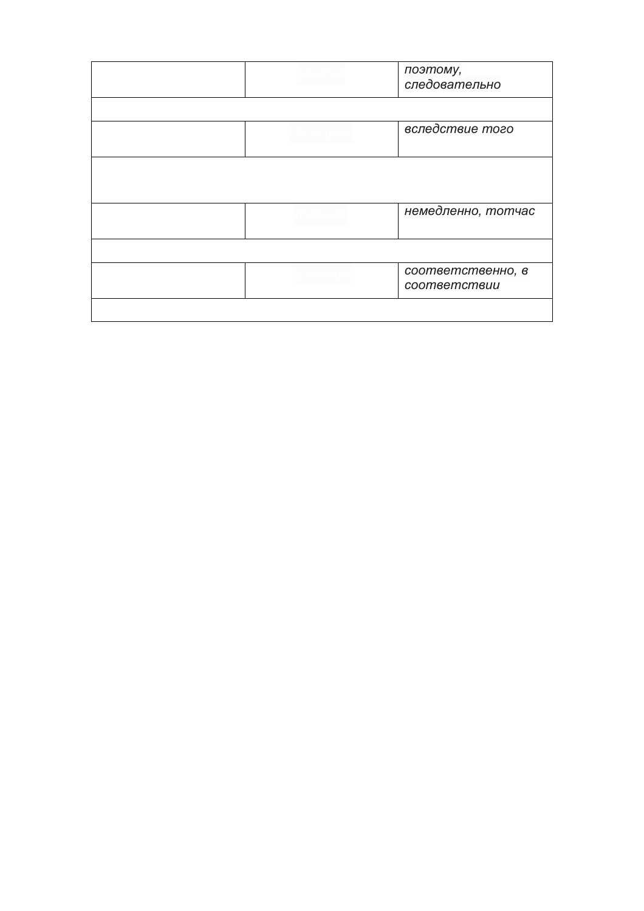| | | |
|---|---|---|
| | | *поэтому, следовательно* |
| | | |
| | | *вследствие того* |
| | | |
| | | *немедленно, тотчас* |
| | | |
| | | *соответственно, в соответствии* |
| | | |